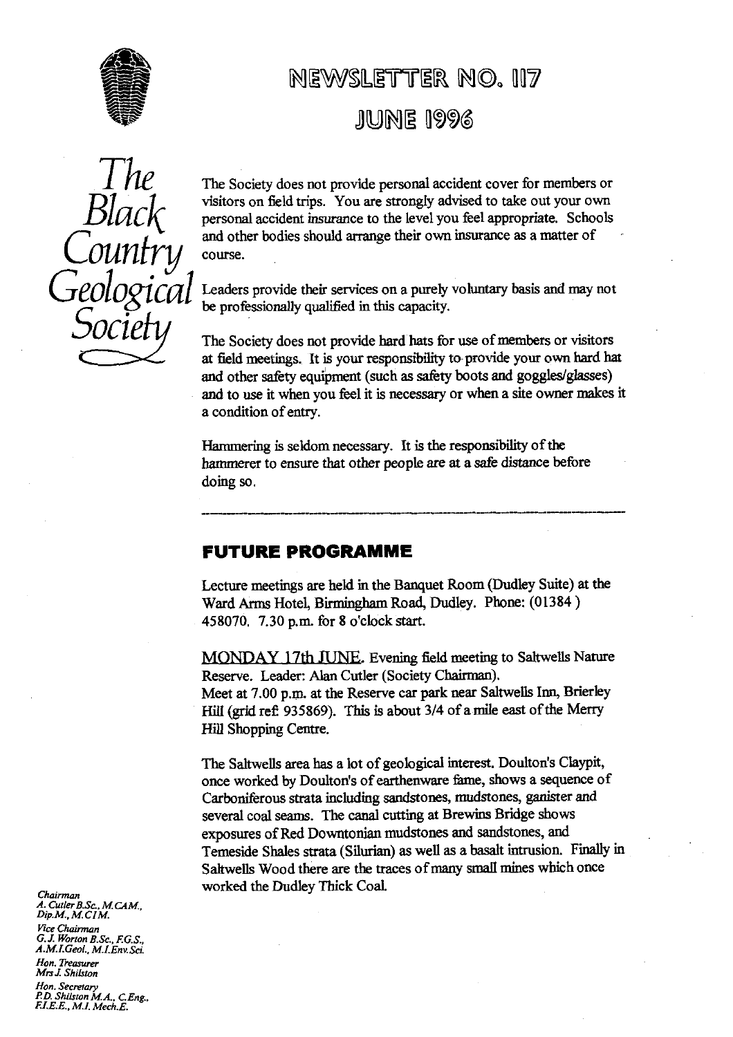# NEWSLETTER NO. 117

## JUNE 1996

*The Black Country Geological Society*

The Society does not provide personal accident cover for members or visitors on field trips. You are strongly advised to take out your own personal accident insurance to the level you feel appropriate. Schools and other bodies should arrange their own insurance as a matter of course.

Leaders provide their services on a purely voluntary basis and may not be professionally qualified in this capacity.

The Society does not provide hard hats for use of members or visitors at field meetings. It is your responsibility to provide your own hard hat and other safety equipment (such as safety boots and goggles/glasses) and to use it when you feel it is necessary or when a site owner makes it a condition of entry.

Hammering is seldom necessary. It is the responsibility of the hammerer to ensure that other people are at a safe distance before doing so.

---

## FUTURE PROGRAMME

Lecture meetings are held in the Banquet Room (Dudley Suite) at the Ward Arms Hotel, Birmingham Road, Dudley. Phone: (01384 ) 458070. 7.30 p.m. for 8 o'clock start.

MONDAY 17th JUNE. Evening field meeting to Saltwells Nature Reserve. Leader: Alan Cutler (Society Chairman).
Meet at 7.00 p.m. at the Reserve car park near Saltwells Inn, Brierley Hill (grid ref: 935869). This is about 3/4 of a mile east of the Merry Hill Shopping Centre.

The Saltwells area has a lot of geological interest. Doulton's Claypit, once worked by Doulton's of earthenware fame, shows a sequence of Carboniferous strata including sandstones, mudstones, ganister and several coal seams. The canal cutting at Brewins Bridge shows exposures of Red Downtonian mudstones and sandstones, and Temeside Shales strata (Silurian) as well as a basalt intrusion. Finally in Saltwells Wood there are the traces of many small mines which once worked the Dudley Thick Coal.

*Chairman*
*A. Cutler B.Sc., M.CAM., Dip.M., M.CIM.*

*Vice Chairman*
*G.J. Worton B.Sc., F.G.S., A.M.I.Geol., M.I.Env.Sci.*

*Hon. Treasurer*
*Mrs J. Shilston*

*Hon. Secretary*
*P.D. Shilston M.A., C.Eng., F.I.E.E., M.I. Mech.E.*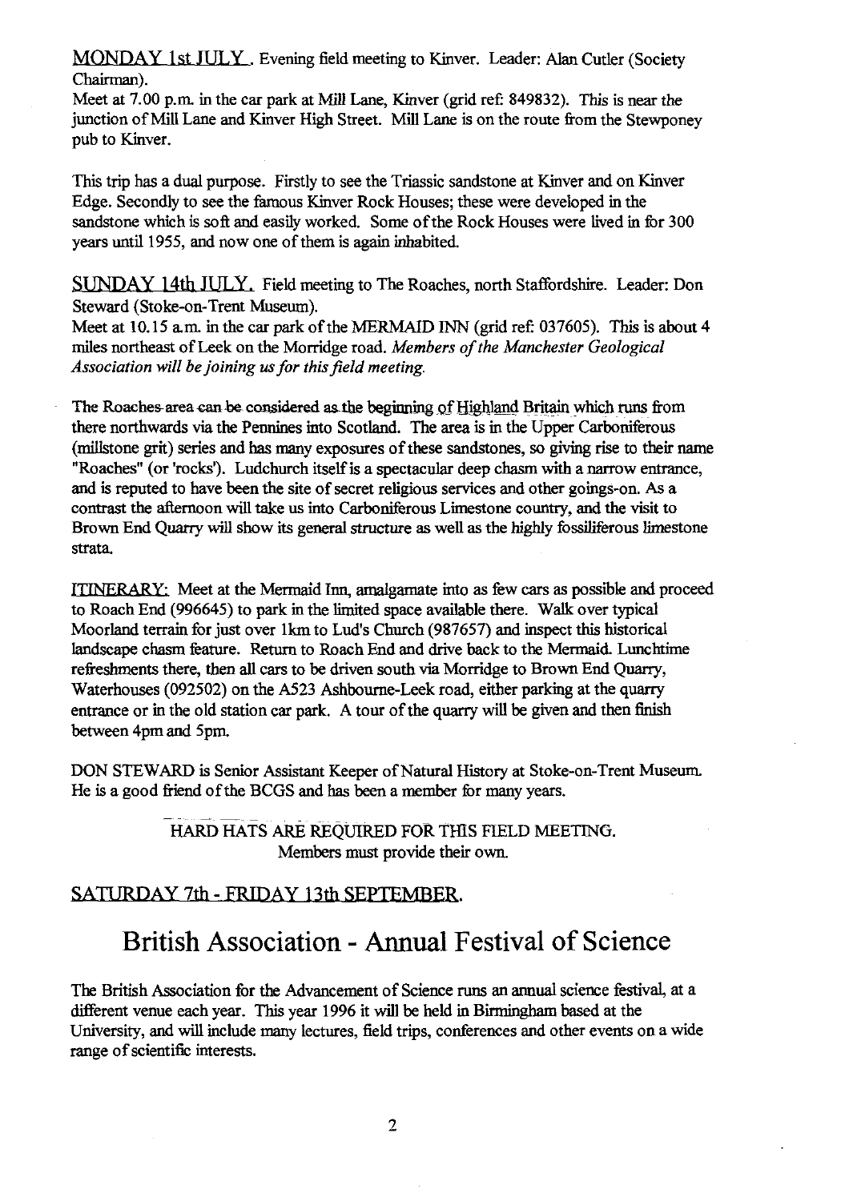MONDAY 1st JULY. Evening field meeting to Kinver. Leader: Alan Cutler (Society Chairman).

Meet at 7.00 p.m. in the car park at Mill Lane, Kinver (grid ref: 849832). This is near the junction of Mill Lane and Kinver High Street. Mill Lane is on the route from the Stewponey pub to Kinver.

This trip has a dual purpose. Firstly to see the Triassic sandstone at Kinver and on Kinver Edge. Secondly to see the famous Kinver Rock Houses; these were developed in the sandstone which is soft and easily worked. Some of the Rock Houses were lived in for 300 years until 1955, and now one of them is again inhabited.

SUNDAY 14th JULY. Field meeting to The Roaches, north Staffordshire. Leader: Don Steward (Stoke-on-Trent Museum).

Meet at 10.15 a.m. in the car park of the MERMAID INN (grid ref: 037605). This is about 4 miles northeast of Leek on the Morridge road. *Members of the Manchester Geological Association will be joining us for this field meeting.*

The Roaches area can be considered as the beginning of Highland Britain which runs from there northwards via the Pennines into Scotland. The area is in the Upper Carboniferous (millstone grit) series and has many exposures of these sandstones, so giving rise to their name "Roaches" (or 'rocks'). Ludchurch itself is a spectacular deep chasm with a narrow entrance, and is reputed to have been the site of secret religious services and other goings-on. As a contrast the afternoon will take us into Carboniferous Limestone country, and the visit to Brown End Quarry will show its general structure as well as the highly fossiliferous limestone strata.

ITINERARY: Meet at the Mermaid Inn, amalgamate into as few cars as possible and proceed to Roach End (996645) to park in the limited space available there. Walk over typical Moorland terrain for just over 1km to Lud's Church (987657) and inspect this historical landscape chasm feature. Return to Roach End and drive back to the Mermaid. Lunchtime refreshments there, then all cars to be driven south via Morridge to Brown End Quarry, Waterhouses (092502) on the A523 Ashbourne-Leek road, either parking at the quarry entrance or in the old station car park. A tour of the quarry will be given and then finish between 4pm and 5pm.

DON STEWARD is Senior Assistant Keeper of Natural History at Stoke-on-Trent Museum. He is a good friend of the BCGS and has been a member for many years.

HARD HATS ARE REQUIRED FOR THIS FIELD MEETING.
Members must provide their own.

SATURDAY 7th - FRIDAY 13th SEPTEMBER.

# British Association - Annual Festival of Science

The British Association for the Advancement of Science runs an annual science festival, at a different venue each year. This year 1996 it will be held in Birmingham based at the University, and will include many lectures, field trips, conferences and other events on a wide range of scientific interests.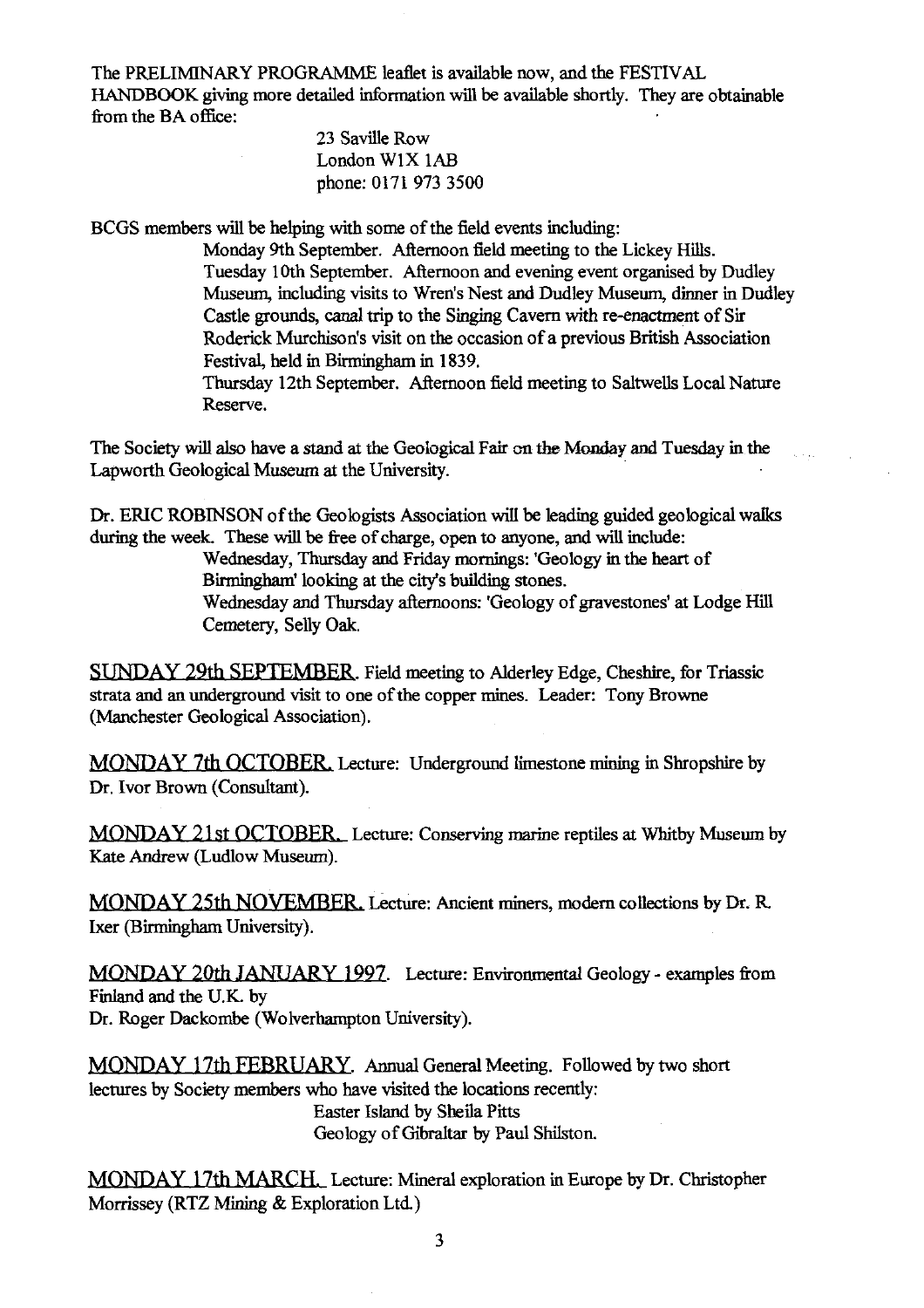The PRELIMINARY PROGRAMME leaflet is available now, and the FESTIVAL HANDBOOK giving more detailed information will be available shortly. They are obtainable from the BA office:

> 23 Saville Row
> London W1X 1AB
> phone: 0171 973 3500

BCGS members will be helping with some of the field events including:

> Monday 9th September. Afternoon field meeting to the Lickey Hills.
>
> Tuesday 10th September. Afternoon and evening event organised by Dudley Museum, including visits to Wren's Nest and Dudley Museum, dinner in Dudley Castle grounds, canal trip to the Singing Cavern with re-enactment of Sir Roderick Murchison's visit on the occasion of a previous British Association Festival, held in Birmingham in 1839.
>
> Thursday 12th September. Afternoon field meeting to Saltwells Local Nature Reserve.

The Society will also have a stand at the Geological Fair on the Monday and Tuesday in the Lapworth Geological Museum at the University.

Dr. ERIC ROBINSON of the Geologists Association will be leading guided geological walks during the week. These will be free of charge, open to anyone, and will include:

> Wednesday, Thursday and Friday mornings: 'Geology in the heart of Birmingham' looking at the city's building stones.
>
> Wednesday and Thursday afternoons: 'Geology of gravestones' at Lodge Hill Cemetery, Selly Oak.

SUNDAY 29th SEPTEMBER. Field meeting to Alderley Edge, Cheshire, for Triassic strata and an underground visit to one of the copper mines. Leader: Tony Browne (Manchester Geological Association).

MONDAY 7th OCTOBER. Lecture: Underground limestone mining in Shropshire by Dr. Ivor Brown (Consultant).

MONDAY 21st OCTOBER. Lecture: Conserving marine reptiles at Whitby Museum by Kate Andrew (Ludlow Museum).

MONDAY 25th NOVEMBER. Lecture: Ancient miners, modern collections by Dr. R. Ixer (Birmingham University).

MONDAY 20th JANUARY 1997. Lecture: Environmental Geology - examples from Finland and the U.K. by
Dr. Roger Dackombe (Wolverhampton University).

MONDAY 17th FEBRUARY. Annual General Meeting. Followed by two short lectures by Society members who have visited the locations recently:

> Easter Island by Sheila Pitts
> Geology of Gibraltar by Paul Shilston.

MONDAY 17th MARCH. Lecture: Mineral exploration in Europe by Dr. Christopher Morrissey (RTZ Mining & Exploration Ltd.)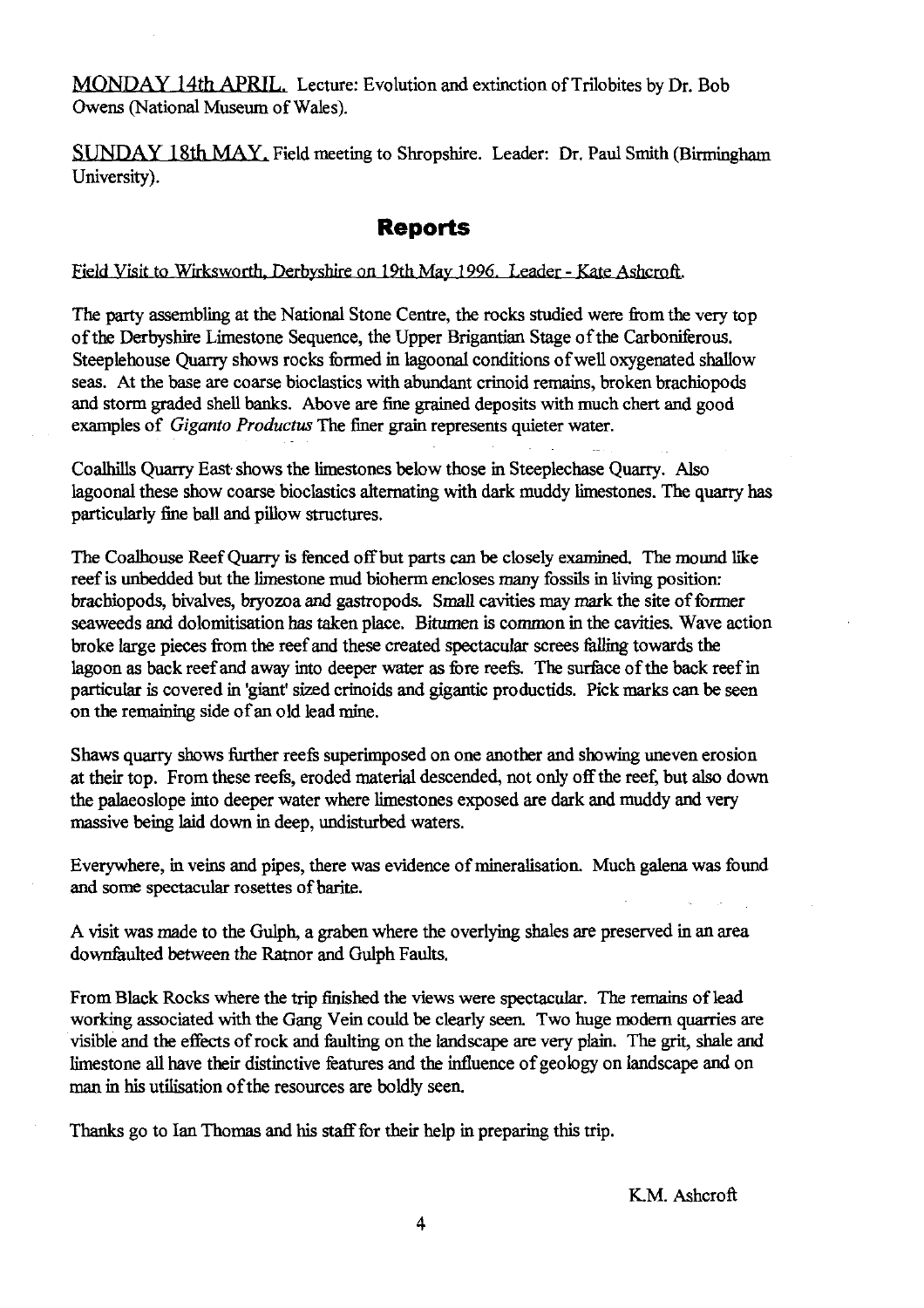MONDAY 14th APRIL. Lecture: Evolution and extinction of Trilobites by Dr. Bob Owens (National Museum of Wales).

SUNDAY 18th MAY. Field meeting to Shropshire. Leader: Dr. Paul Smith (Birmingham University).

## Reports

Field Visit to Wirksworth, Derbyshire on 19th May 1996. Leader - Kate Ashcroft.

The party assembling at the National Stone Centre, the rocks studied were from the very top of the Derbyshire Limestone Sequence, the Upper Brigantian Stage of the Carboniferous. Steeplehouse Quarry shows rocks formed in lagoonal conditions of well oxygenated shallow seas. At the base are coarse bioclastics with abundant crinoid remains, broken brachiopods and storm graded shell banks. Above are fine grained deposits with much chert and good examples of *Giganto Productus* The finer grain represents quieter water.

Coalhills Quarry East shows the limestones below those in Steeplechase Quarry. Also lagoonal these show coarse bioclastics alternating with dark muddy limestones. The quarry has particularly fine ball and pillow structures.

The Coalhouse Reef Quarry is fenced off but parts can be closely examined. The mound like reef is unbedded but the limestone mud bioherm encloses many fossils in living position: brachiopods, bivalves, bryozoa and gastropods. Small cavities may mark the site of former seaweeds and dolomitisation has taken place. Bitumen is common in the cavities. Wave action broke large pieces from the reef and these created spectacular screes falling towards the lagoon as back reef and away into deeper water as fore reefs. The surface of the back reef in particular is covered in 'giant' sized crinoids and gigantic productids. Pick marks can be seen on the remaining side of an old lead mine.

Shaws quarry shows further reefs superimposed on one another and showing uneven erosion at their top. From these reefs, eroded material descended, not only off the reef, but also down the palaeoslope into deeper water where limestones exposed are dark and muddy and very massive being laid down in deep, undisturbed waters.

Everywhere, in veins and pipes, there was evidence of mineralisation. Much galena was found and some spectacular rosettes of barite.

A visit was made to the Gulph, a graben where the overlying shales are preserved in an area downfaulted between the Ratnor and Gulph Faults.

From Black Rocks where the trip finished the views were spectacular. The remains of lead working associated with the Gang Vein could be clearly seen. Two huge modern quarries are visible and the effects of rock and faulting on the landscape are very plain. The grit, shale and limestone all have their distinctive features and the influence of geology on landscape and on man in his utilisation of the resources are boldly seen.

Thanks go to Ian Thomas and his staff for their help in preparing this trip.

K.M. Ashcroft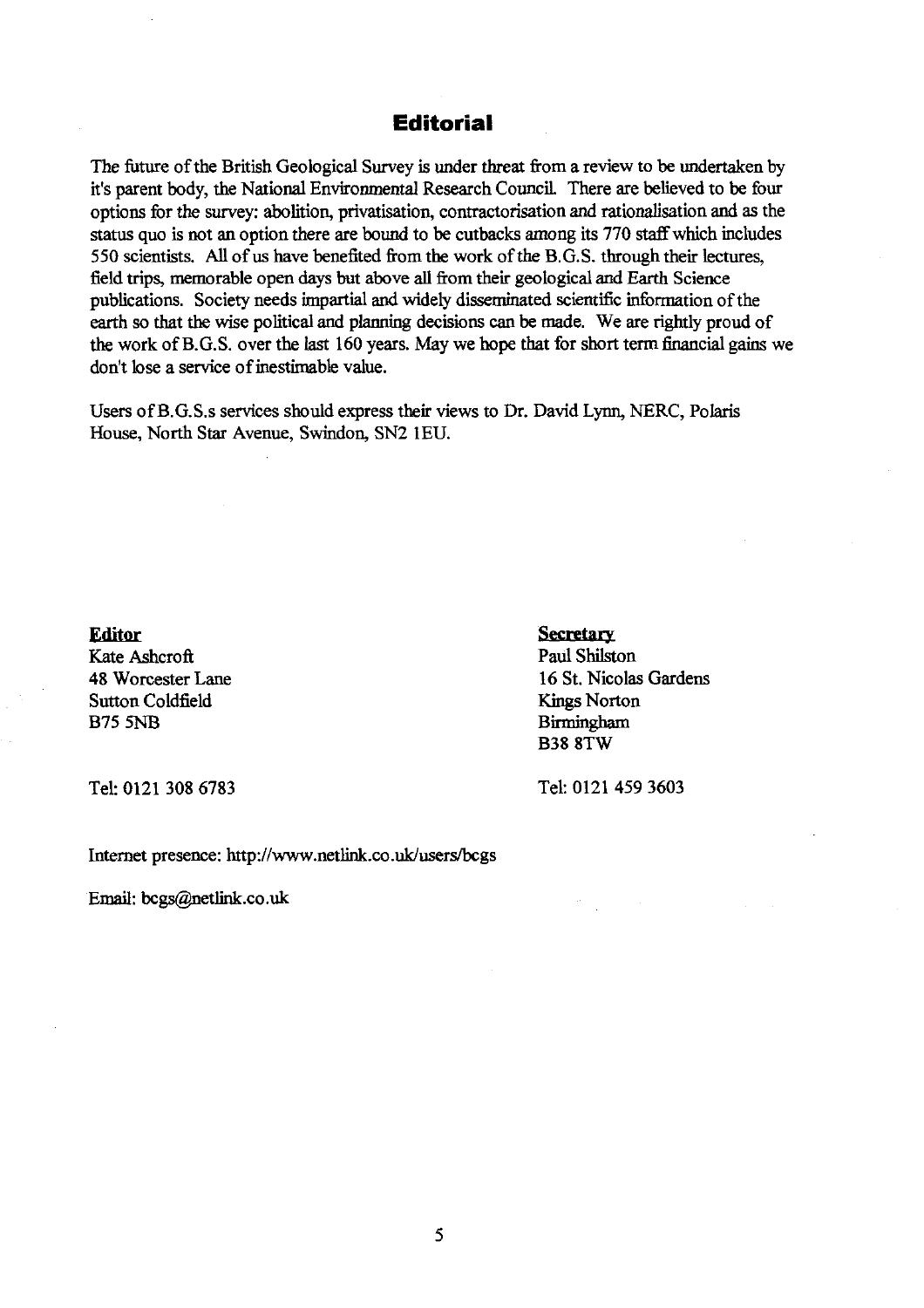## Editorial

The future of the British Geological Survey is under threat from a review to be undertaken by it's parent body, the National Environmental Research Council. There are believed to be four options for the survey: abolition, privatisation, contractorisation and rationalisation and as the status quo is not an option there are bound to be cutbacks among its 770 staff which includes 550 scientists. All of us have benefited from the work of the B.G.S. through their lectures, field trips, memorable open days but above all from their geological and Earth Science publications. Society needs impartial and widely disseminated scientific information of the earth so that the wise political and planning decisions can be made. We are rightly proud of the work of B.G.S. over the last 160 years. May we hope that for short term financial gains we don't lose a service of inestimable value.

Users of B.G.S.s services should express their views to Dr. David Lynn, NERC, Polaris House, North Star Avenue, Swindon, SN2 1EU.

**Editor**
Kate Ashcroft
48 Worcester Lane
Sutton Coldfield
B75 5NB

Tel: 0121 308 6783

**Secretary**
Paul Shilston
16 St. Nicolas Gardens
Kings Norton
Birmingham
B38 8TW

Tel: 0121 459 3603

Internet presence: http://www.netlink.co.uk/users/bcgs

Email: bcgs@netlink.co.uk